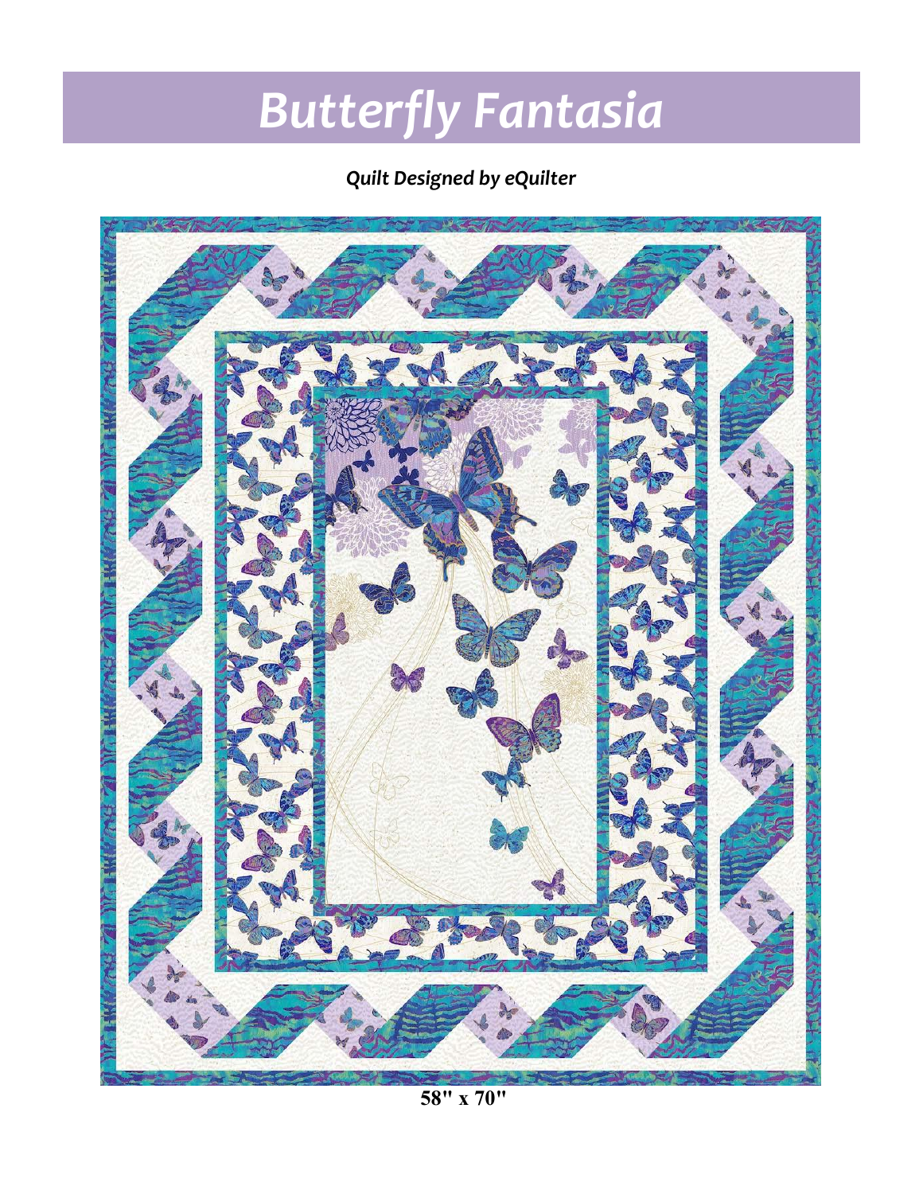# *Butterfly Fantasia*

***Quilt Designed by eQuilter***

**58" x 70"**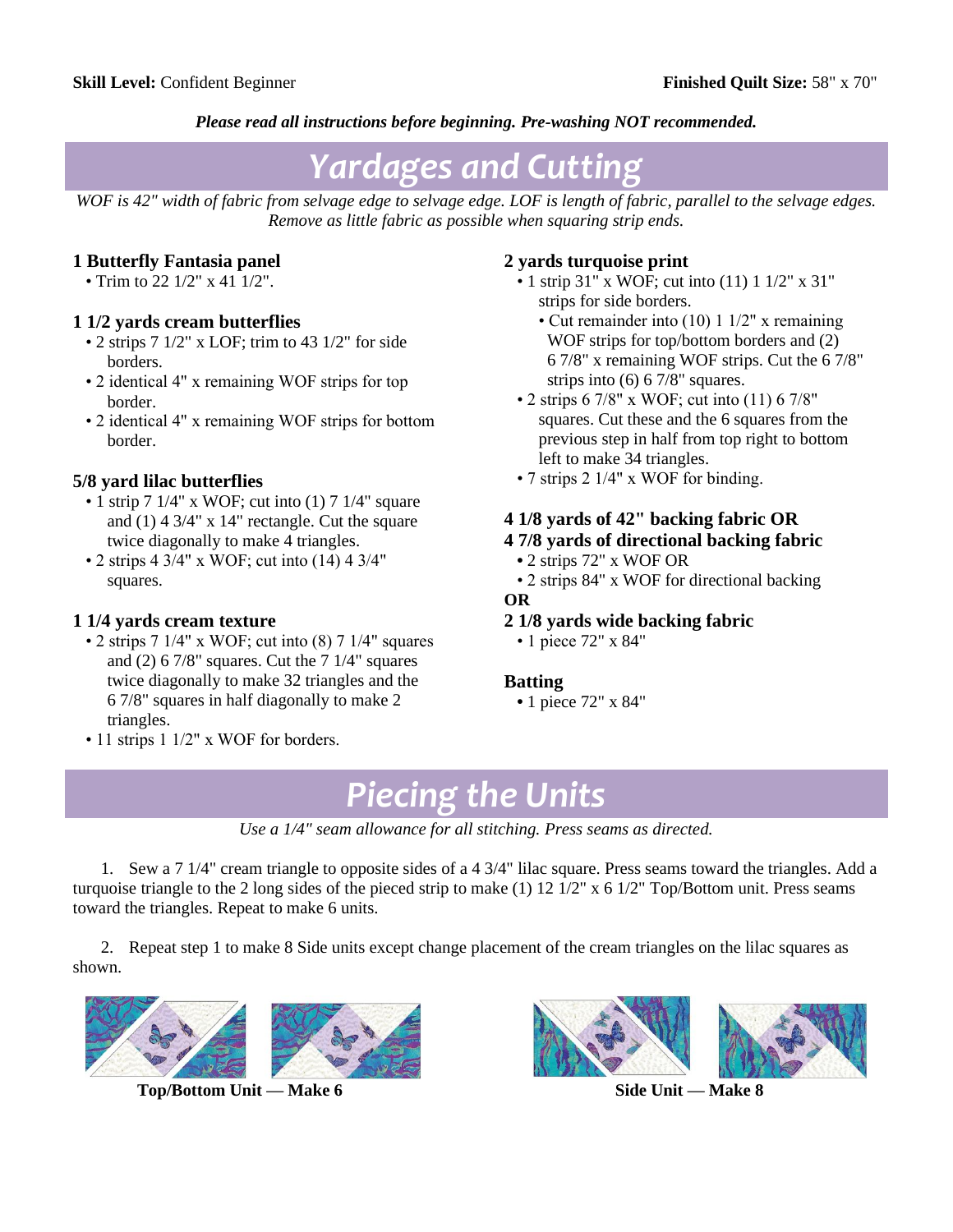**Skill Level:** Confident Beginner **Finished Quilt Size:** 58" x 70"

***Please read all instructions before beginning. Pre-washing NOT recommended.***

# Yardages and Cutting

*WOF is 42" width of fabric from selvage edge to selvage edge. LOF is length of fabric, parallel to the selvage edges. Remove as little fabric as possible when squaring strip ends.*

**1 Butterfly Fantasia panel**
- Trim to 22 1/2" x 41 1/2".

**1 1/2 yards cream butterflies**
- 2 strips 7 1/2" x LOF; trim to 43 1/2" for side borders.
- 2 identical 4" x remaining WOF strips for top border.
- 2 identical 4" x remaining WOF strips for bottom border.

**5/8 yard lilac butterflies**
- 1 strip 7 1/4" x WOF; cut into (1) 7 1/4" square and (1) 4 3/4" x 14" rectangle. Cut the square twice diagonally to make 4 triangles.
- 2 strips 4 3/4" x WOF; cut into (14) 4 3/4" squares.

**1 1/4 yards cream texture**
- 2 strips 7 1/4" x WOF; cut into (8) 7 1/4" squares and (2) 6 7/8" squares. Cut the 7 1/4" squares twice diagonally to make 32 triangles and the 6 7/8" squares in half diagonally to make 2 triangles.
- 11 strips 1 1/2" x WOF for borders.

**2 yards turquoise print**
- 1 strip 31" x WOF; cut into (11) 1 1/2" x 31" strips for side borders.
  - Cut remainder into (10) 1 1/2" x remaining WOF strips for top/bottom borders and (2) 6 7/8" x remaining WOF strips. Cut the 6 7/8" strips into (6) 6 7/8" squares.
- 2 strips 6 7/8" x WOF; cut into (11) 6 7/8" squares. Cut these and the 6 squares from the previous step in half from top right to bottom left to make 34 triangles.
- 7 strips 2 1/4" x WOF for binding.

**4 1/8 yards of 42" backing fabric OR**
**4 7/8 yards of directional backing fabric**
- 2 strips 72" x WOF OR
- 2 strips 84" x WOF for directional backing

**OR**

**2 1/8 yards wide backing fabric**
- 1 piece 72" x 84"

**Batting**
- 1 piece 72" x 84"

# Piecing the Units

*Use a 1/4" seam allowance for all stitching. Press seams as directed.*

1. Sew a 7 1/4" cream triangle to opposite sides of a 4 3/4" lilac square. Press seams toward the triangles. Add a turquoise triangle to the 2 long sides of the pieced strip to make (1) 12 1/2" x 6 1/2" Top/Bottom unit. Press seams toward the triangles. Repeat to make 6 units.

2. Repeat step 1 to make 8 Side units except change placement of the cream triangles on the lilac squares as shown.

**Top/Bottom Unit — Make 6**

**Side Unit — Make 8**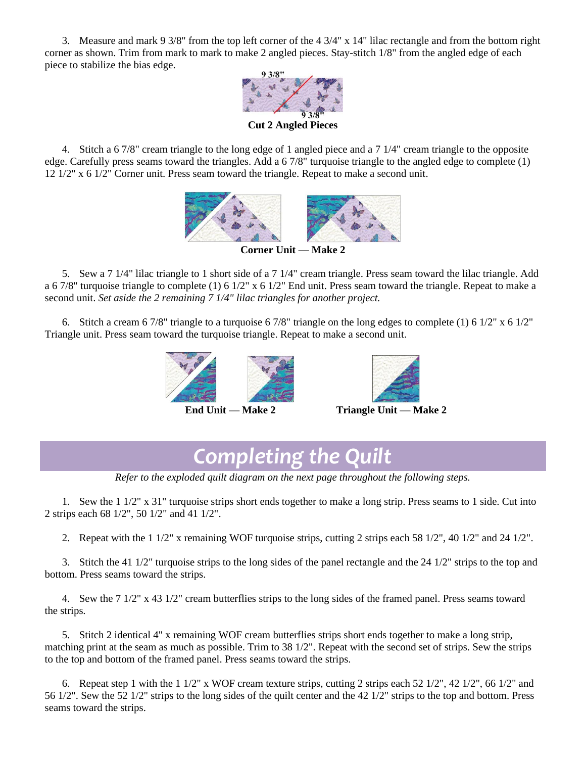3. Measure and mark 9 3/8" from the top left corner of the 4 3/4" x 14" lilac rectangle and from the bottom right corner as shown. Trim from mark to mark to make 2 angled pieces. Stay-stitch 1/8" from the angled edge of each piece to stabilize the bias edge.

9 3/8"

9 3/8"

**Cut 2 Angled Pieces**

4. Stitch a 6 7/8" cream triangle to the long edge of 1 angled piece and a 7 1/4" cream triangle to the opposite edge. Carefully press seams toward the triangles. Add a 6 7/8" turquoise triangle to the angled edge to complete (1) 12 1/2" x 6 1/2" Corner unit. Press seam toward the triangle. Repeat to make a second unit.

**Corner Unit — Make 2**

5. Sew a 7 1/4" lilac triangle to 1 short side of a 7 1/4" cream triangle. Press seam toward the lilac triangle. Add a 6 7/8" turquoise triangle to complete (1) 6 1/2" x 6 1/2" End unit. Press seam toward the triangle. Repeat to make a second unit. *Set aside the 2 remaining 7 1/4" lilac triangles for another project.*

6. Stitch a cream 6 7/8" triangle to a turquoise 6 7/8" triangle on the long edges to complete (1) 6 1/2" x 6 1/2" Triangle unit. Press seam toward the turquoise triangle. Repeat to make a second unit.

**End Unit — Make 2**

**Triangle Unit — Make 2**

## Completing the Quilt

*Refer to the exploded quilt diagram on the next page throughout the following steps.*

1. Sew the 1 1/2" x 31" turquoise strips short ends together to make a long strip. Press seams to 1 side. Cut into 2 strips each 68 1/2", 50 1/2" and 41 1/2".

2. Repeat with the 1 1/2" x remaining WOF turquoise strips, cutting 2 strips each 58 1/2", 40 1/2" and 24 1/2".

3. Stitch the 41 1/2" turquoise strips to the long sides of the panel rectangle and the 24 1/2" strips to the top and bottom. Press seams toward the strips.

4. Sew the 7 1/2" x 43 1/2" cream butterflies strips to the long sides of the framed panel. Press seams toward the strips.

5. Stitch 2 identical 4" x remaining WOF cream butterflies strips short ends together to make a long strip, matching print at the seam as much as possible. Trim to 38 1/2". Repeat with the second set of strips. Sew the strips to the top and bottom of the framed panel. Press seams toward the strips.

6. Repeat step 1 with the 1 1/2" x WOF cream texture strips, cutting 2 strips each 52 1/2", 42 1/2", 66 1/2" and 56 1/2". Sew the 52 1/2" strips to the long sides of the quilt center and the 42 1/2" strips to the top and bottom. Press seams toward the strips.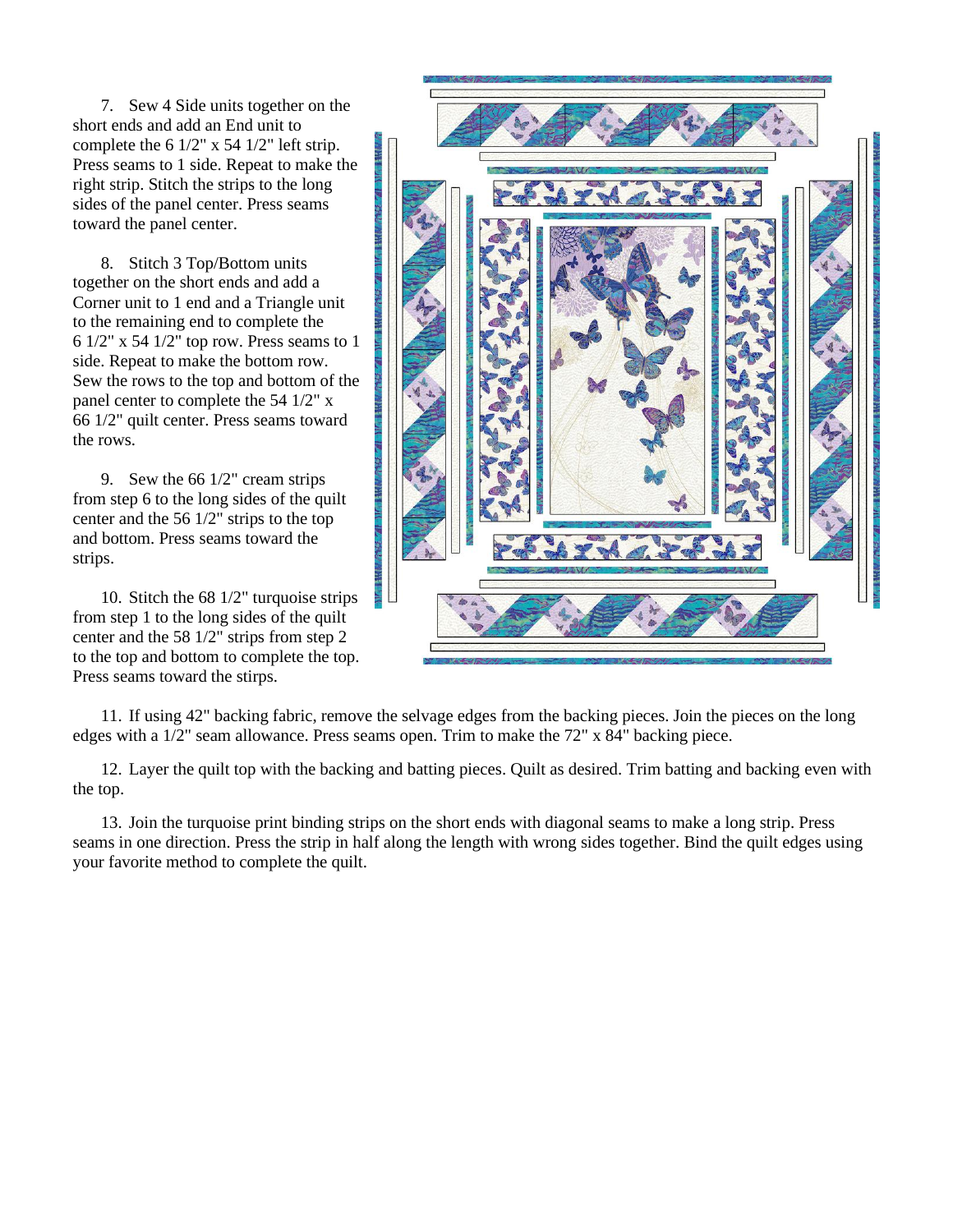7. Sew 4 Side units together on the short ends and add an End unit to complete the 6 1/2" x 54 1/2" left strip. Press seams to 1 side. Repeat to make the right strip. Stitch the strips to the long sides of the panel center. Press seams toward the panel center.

8. Stitch 3 Top/Bottom units together on the short ends and add a Corner unit to 1 end and a Triangle unit to the remaining end to complete the 6 1/2" x 54 1/2" top row. Press seams to 1 side. Repeat to make the bottom row. Sew the rows to the top and bottom of the panel center to complete the 54 1/2" x 66 1/2" quilt center. Press seams toward the rows.

9. Sew the 66 1/2" cream strips from step 6 to the long sides of the quilt center and the 56 1/2" strips to the top and bottom. Press seams toward the strips.

10. Stitch the 68 1/2" turquoise strips from step 1 to the long sides of the quilt center and the 58 1/2" strips from step 2 to the top and bottom to complete the top. Press seams toward the stirps.

11. If using 42" backing fabric, remove the selvage edges from the backing pieces. Join the pieces on the long edges with a 1/2" seam allowance. Press seams open. Trim to make the 72" x 84" backing piece.

12. Layer the quilt top with the backing and batting pieces. Quilt as desired. Trim batting and backing even with the top.

13. Join the turquoise print binding strips on the short ends with diagonal seams to make a long strip. Press seams in one direction. Press the strip in half along the length with wrong sides together. Bind the quilt edges using your favorite method to complete the quilt.